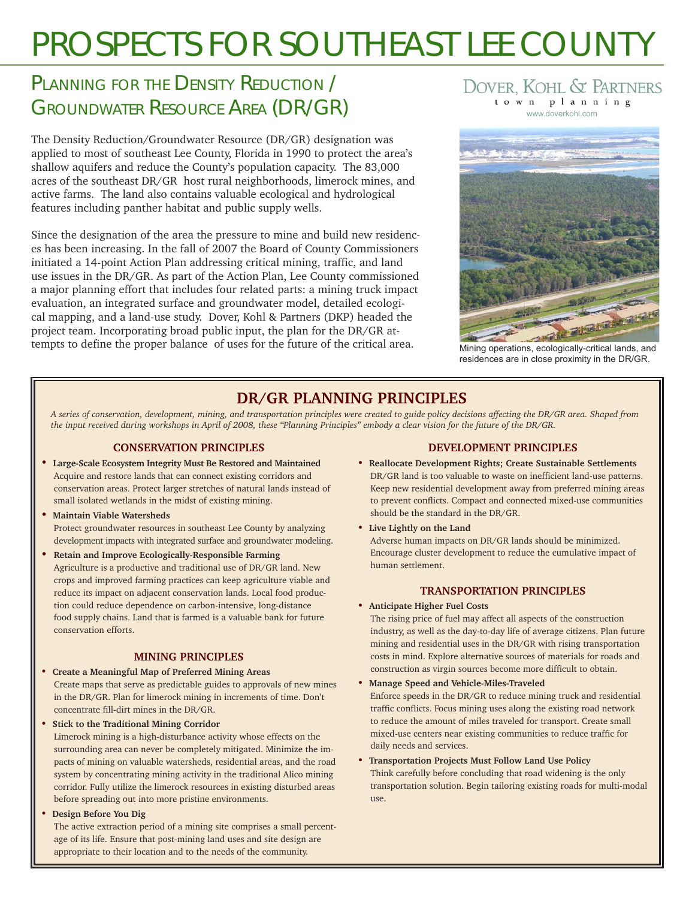# PROSPECTS FOR SOUTHEAST LEE COUNTY

## Planning for the Density Reduction / Groundwater Resource Area (DR/GR)

Dover, Kohl & Partners
town planning
www.doverkohl.com

The Density Reduction/Groundwater Resource (DR/GR) designation was applied to most of southeast Lee County, Florida in 1990 to protect the area's shallow aquifers and reduce the County's population capacity. The 83,000 acres of the southeast DR/GR host rural neighborhoods, limerock mines, and active farms. The land also contains valuable ecological and hydrological features including panther habitat and public supply wells.

Since the designation of the area the pressure to mine and build new residences has been increasing. In the fall of 2007 the Board of County Commissioners initiated a 14-point Action Plan addressing critical mining, traffic, and land use issues in the DR/GR. As part of the Action Plan, Lee County commissioned a major planning effort that includes four related parts: a mining truck impact evaluation, an integrated surface and groundwater model, detailed ecological mapping, and a land-use study. Dover, Kohl & Partners (DKP) headed the project team. Incorporating broad public input, the plan for the DR/GR attempts to define the proper balance of uses for the future of the critical area.

Mining operations, ecologically-critical lands, and residences are in close proximity in the DR/GR.

## DR/GR PLANNING PRINCIPLES

*A series of conservation, development, mining, and transportation principles were created to guide policy decisions affecting the DR/GR area. Shaped from the input received during workshops in April of 2008, these "Planning Principles" embody a clear vision for the future of the DR/GR.*

### CONSERVATION PRINCIPLES

- **Large-Scale Ecosystem Integrity Must Be Restored and Maintained**
  Acquire and restore lands that can connect existing corridors and conservation areas. Protect larger stretches of natural lands instead of small isolated wetlands in the midst of existing mining.
- **Maintain Viable Watersheds**
  Protect groundwater resources in southeast Lee County by analyzing development impacts with integrated surface and groundwater modeling.
- **Retain and Improve Ecologically-Responsible Farming**
  Agriculture is a productive and traditional use of DR/GR land. New crops and improved farming practices can keep agriculture viable and reduce its impact on adjacent conservation lands. Local food production could reduce dependence on carbon-intensive, long-distance food supply chains. Land that is farmed is a valuable bank for future conservation efforts.

### MINING PRINCIPLES

- **Create a Meaningful Map of Preferred Mining Areas**
  Create maps that serve as predictable guides to approvals of new mines in the DR/GR. Plan for limerock mining in increments of time. Don't concentrate fill-dirt mines in the DR/GR.
- **Stick to the Traditional Mining Corridor**
  Limerock mining is a high-disturbance activity whose effects on the surrounding area can never be completely mitigated. Minimize the impacts of mining on valuable watersheds, residential areas, and the road system by concentrating mining activity in the traditional Alico mining corridor. Fully utilize the limerock resources in existing disturbed areas before spreading out into more pristine environments.
- **Design Before You Dig**
  The active extraction period of a mining site comprises a small percentage of its life. Ensure that post-mining land uses and site design are appropriate to their location and to the needs of the community.

### DEVELOPMENT PRINCIPLES

- **Reallocate Development Rights; Create Sustainable Settlements**
  DR/GR land is too valuable to waste on inefficient land-use patterns. Keep new residential development away from preferred mining areas to prevent conflicts. Compact and connected mixed-use communities should be the standard in the DR/GR.
- **Live Lightly on the Land**
  Adverse human impacts on DR/GR lands should be minimized. Encourage cluster development to reduce the cumulative impact of human settlement.

### TRANSPORTATION PRINCIPLES

- **Anticipate Higher Fuel Costs**
  The rising price of fuel may affect all aspects of the construction industry, as well as the day-to-day life of average citizens. Plan future mining and residential uses in the DR/GR with rising transportation costs in mind. Explore alternative sources of materials for roads and construction as virgin sources become more difficult to obtain.
- **Manage Speed and Vehicle-Miles-Traveled**
  Enforce speeds in the DR/GR to reduce mining truck and residential traffic conflicts. Focus mining uses along the existing road network to reduce the amount of miles traveled for transport. Create small mixed-use centers near existing communities to reduce traffic for daily needs and services.
- **Transportation Projects Must Follow Land Use Policy**
  Think carefully before concluding that road widening is the only transportation solution. Begin tailoring existing roads for multi-modal use.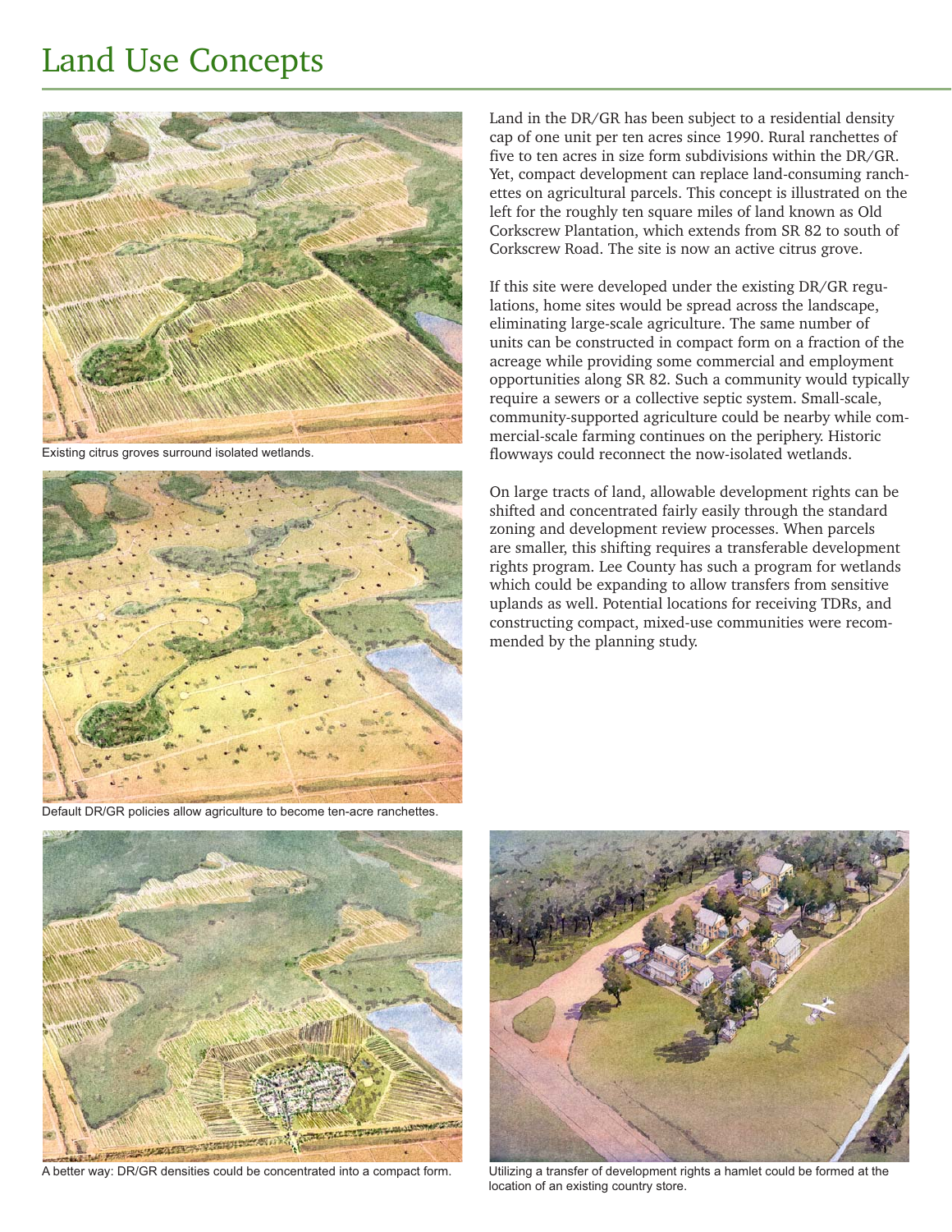# Land Use Concepts

Land in the DR/GR has been subject to a residential density cap of one unit per ten acres since 1990. Rural ranchettes of five to ten acres in size form subdivisions within the DR/GR. Yet, compact development can replace land-consuming ranchettes on agricultural parcels. This concept is illustrated on the left for the roughly ten square miles of land known as Old Corkscrew Plantation, which extends from SR 82 to south of Corkscrew Road. The site is now an active citrus grove.

If this site were developed under the existing DR/GR regulations, home sites would be spread across the landscape, eliminating large-scale agriculture. The same number of units can be constructed in compact form on a fraction of the acreage while providing some commercial and employment opportunities along SR 82. Such a community would typically require a sewers or a collective septic system. Small-scale, community-supported agriculture could be nearby while commercial-scale farming continues on the periphery. Historic flowways could reconnect the now-isolated wetlands.

On large tracts of land, allowable development rights can be shifted and concentrated fairly easily through the standard zoning and development review processes. When parcels are smaller, this shifting requires a transferable development rights program. Lee County has such a program for wetlands which could be expanding to allow transfers from sensitive uplands as well. Potential locations for receiving TDRs, and constructing compact, mixed-use communities were recommended by the planning study.

Existing citrus groves surround isolated wetlands.

Default DR/GR policies allow agriculture to become ten-acre ranchettes.

A better way: DR/GR densities could be concentrated into a compact form.

Utilizing a transfer of development rights a hamlet could be formed at the location of an existing country store.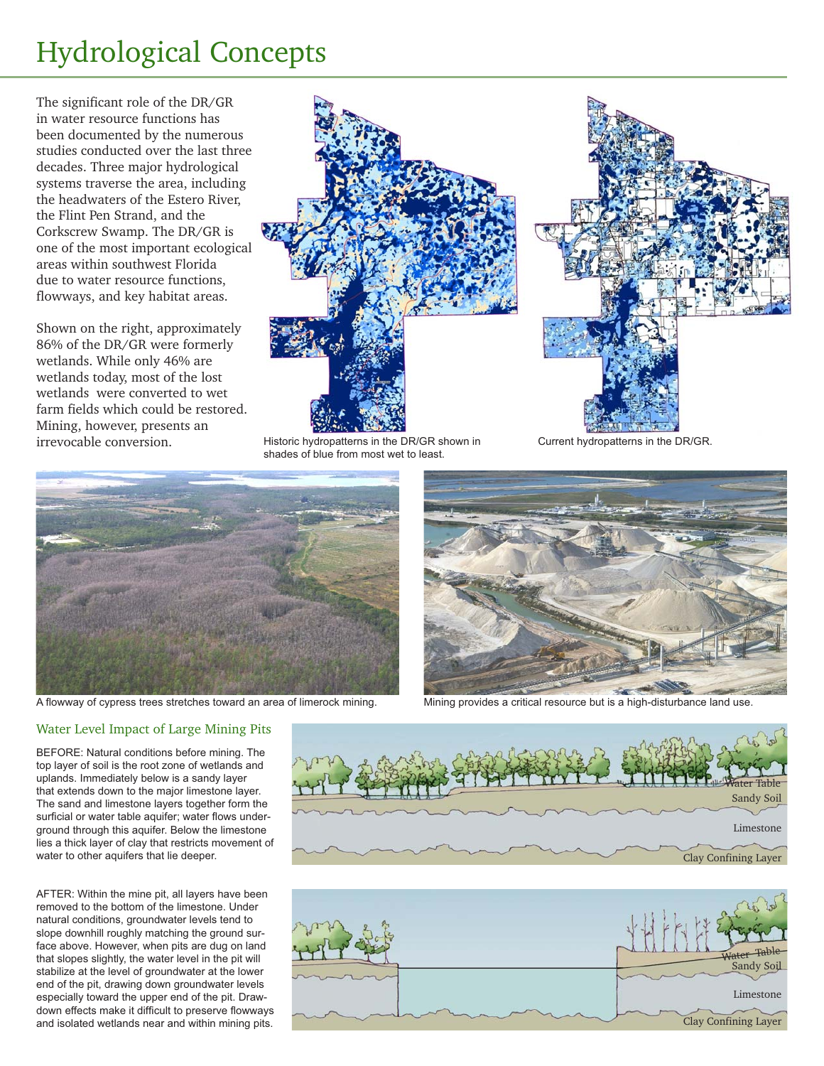# Hydrological Concepts

The significant role of the DR/GR in water resource functions has been documented by the numerous studies conducted over the last three decades. Three major hydrological systems traverse the area, including the headwaters of the Estero River, the Flint Pen Strand, and the Corkscrew Swamp. The DR/GR is one of the most important ecological areas within southwest Florida due to water resource functions, flowways, and key habitat areas.

Shown on the right, approximately 86% of the DR/GR were formerly wetlands. While only 46% are wetlands today, most of the lost wetlands were converted to wet farm fields which could be restored. Mining, however, presents an irrevocable conversion.

Historic hydropatterns in the DR/GR shown in shades of blue from most wet to least.

Current hydropatterns in the DR/GR.

A flowway of cypress trees stretches toward an area of limerock mining.

Mining provides a critical resource but is a high-disturbance land use.

## Water Level Impact of Large Mining Pits

BEFORE: Natural conditions before mining. The top layer of soil is the root zone of wetlands and uplands. Immediately below is a sandy layer that extends down to the major limestone layer. The sand and limestone layers together form the surficial or water table aquifer; water flows underground through this aquifer. Below the limestone lies a thick layer of clay that restricts movement of water to other aquifers that lie deeper.

Water Table
Sandy Soil
Limestone
Clay Confining Layer

AFTER: Within the mine pit, all layers have been removed to the bottom of the limestone. Under natural conditions, groundwater levels tend to slope downhill roughly matching the ground surface above. However, when pits are dug on land that slopes slightly, the water level in the pit will stabilize at the level of groundwater at the lower end of the pit, drawing down groundwater levels especially toward the upper end of the pit. Drawdown effects make it difficult to preserve flowways and isolated wetlands near and within mining pits.

Water Table
Sandy Soil
Limestone
Clay Confining Layer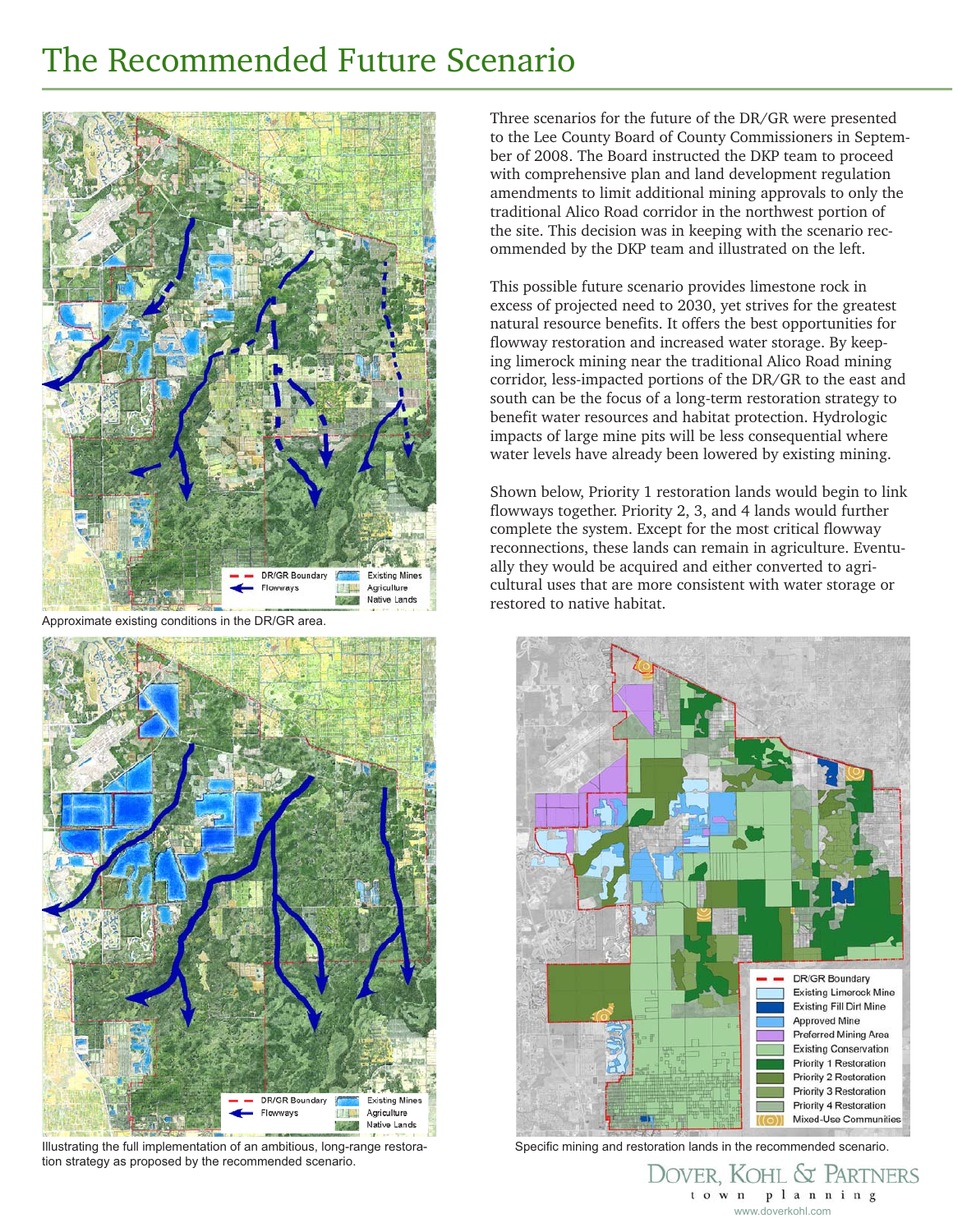# The Recommended Future Scenario

DR/GR Boundary
Flowways
Existing Mines
Agriculture
Native Lands

Approximate existing conditions in the DR/GR area.

DR/GR Boundary
Flowways
Existing Mines
Agriculture
Native Lands

Illustrating the full implementation of an ambitious, long-range restoration strategy as proposed by the recommended scenario.

Three scenarios for the future of the DR/GR were presented to the Lee County Board of County Commissioners in September of 2008. The Board instructed the DKP team to proceed with comprehensive plan and land development regulation amendments to limit additional mining approvals to only the traditional Alico Road corridor in the northwest portion of the site. This decision was in keeping with the scenario recommended by the DKP team and illustrated on the left.

This possible future scenario provides limestone rock in excess of projected need to 2030, yet strives for the greatest natural resource benefits. It offers the best opportunities for flowway restoration and increased water storage. By keeping limerock mining near the traditional Alico Road mining corridor, less-impacted portions of the DR/GR to the east and south can be the focus of a long-term restoration strategy to benefit water resources and habitat protection. Hydrologic impacts of large mine pits will be less consequential where water levels have already been lowered by existing mining.

Shown below, Priority 1 restoration lands would begin to link flowways together. Priority 2, 3, and 4 lands would further complete the system. Except for the most critical flowway reconnections, these lands can remain in agriculture. Eventually they would be acquired and either converted to agricultural uses that are more consistent with water storage or restored to native habitat.

DR/GR Boundary
Existing Limerock Mine
Existing Fill Dirt Mine
Approved Mine
Preferred Mining Area
Existing Conservation
Priority 1 Restoration
Priority 2 Restoration
Priority 3 Restoration
Priority 4 Restoration
Mixed-Use Communities

Specific mining and restoration lands in the recommended scenario.

Dover, Kohl & Partners
town planning
www.doverkohl.com